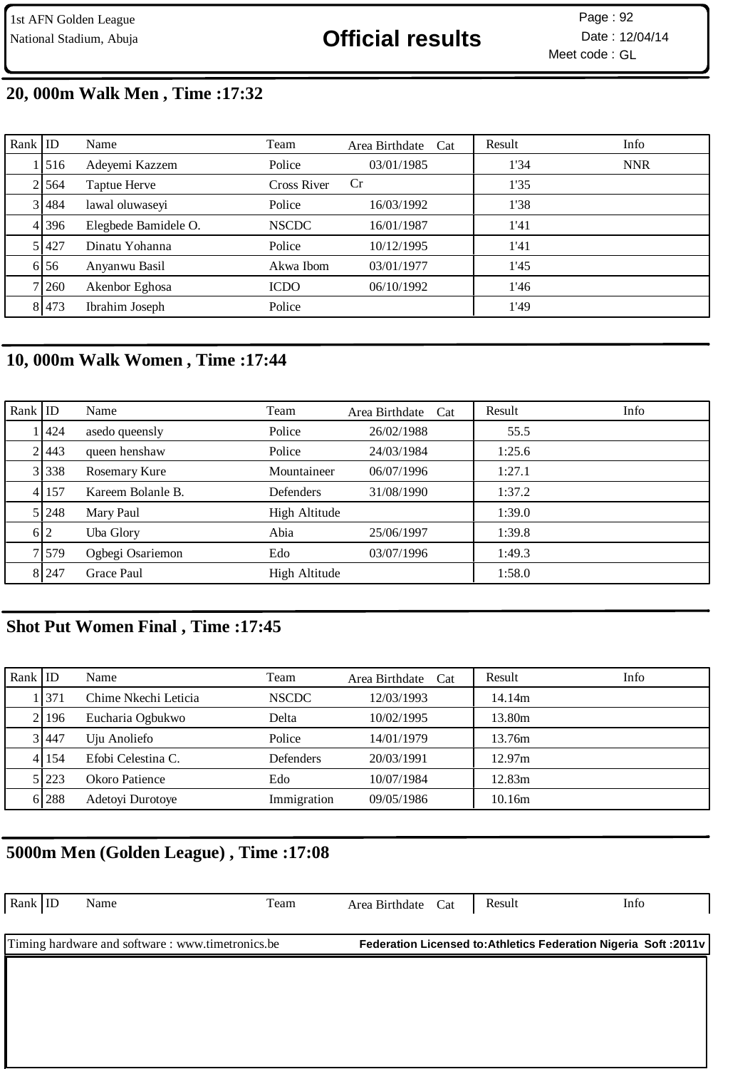1st AFN Golden League
National Stadium, Abuja

# Official results

Page : 92
Date : 12/04/14
Meet code : GL

## 20, 000m Walk Men , Time :17:32

| Rank | ID | Name | Team | Area | Birthdate | Cat | Result | Info |
|---|---|---|---|---|---|---|---|---|
| 1 | 516 | Adeyemi Kazzem | Police | | 03/01/1985 | | 1'34 | NNR |
| 2 | 564 | Taptue Herve | Cross River | Cr | | | 1'35 | |
| 3 | 484 | lawal oluwaseyi | Police | | 16/03/1992 | | 1'38 | |
| 4 | 396 | Elegbede Bamidele O. | NSCDC | | 16/01/1987 | | 1'41 | |
| 5 | 427 | Dinatu Yohanna | Police | | 10/12/1995 | | 1'41 | |
| 6 | 56 | Anyanwu Basil | Akwa Ibom | | 03/01/1977 | | 1'45 | |
| 7 | 260 | Akenbor Eghosa | ICDO | | 06/10/1992 | | 1'46 | |
| 8 | 473 | Ibrahim Joseph | Police | | | | 1'49 | |

## 10, 000m Walk Women , Time :17:44

| Rank | ID | Name | Team | Area | Birthdate | Cat | Result | Info |
|---|---|---|---|---|---|---|---|---|
| 1 | 424 | asedo queensly | Police | | 26/02/1988 | | 55.5 | |
| 2 | 443 | queen henshaw | Police | | 24/03/1984 | | 1:25.6 | |
| 3 | 338 | Rosemary Kure | Mountaineer | | 06/07/1996 | | 1:27.1 | |
| 4 | 157 | Kareem Bolanle B. | Defenders | | 31/08/1990 | | 1:37.2 | |
| 5 | 248 | Mary Paul | High Altitude | | | | 1:39.0 | |
| 6 | 2 | Uba Glory | Abia | | 25/06/1997 | | 1:39.8 | |
| 7 | 579 | Ogbegi Osariemon | Edo | | 03/07/1996 | | 1:49.3 | |
| 8 | 247 | Grace Paul | High Altitude | | | | 1:58.0 | |

## Shot Put Women Final , Time :17:45

| Rank | ID | Name | Team | Area | Birthdate | Cat | Result | Info |
|---|---|---|---|---|---|---|---|---|
| 1 | 371 | Chime Nkechi Leticia | NSCDC | | 12/03/1993 | | 14.14m | |
| 2 | 196 | Eucharia Ogbukwo | Delta | | 10/02/1995 | | 13.80m | |
| 3 | 447 | Uju Anoliefo | Police | | 14/01/1979 | | 13.76m | |
| 4 | 154 | Efobi Celestina C. | Defenders | | 20/03/1991 | | 12.97m | |
| 5 | 223 | Okoro Patience | Edo | | 10/07/1984 | | 12.83m | |
| 6 | 288 | Adetoyi Durotoye | Immigration | | 09/05/1986 | | 10.16m | |

## 5000m Men (Golden League) , Time :17:08

| Rank | ID | Name | Team | Area | Birthdate | Cat | Result | Info |
|---|---|---|---|---|---|---|---|---|

Timing hardware and software : www.timetronics.be **Federation Licensed to:Athletics Federation Nigeria Soft :2011v**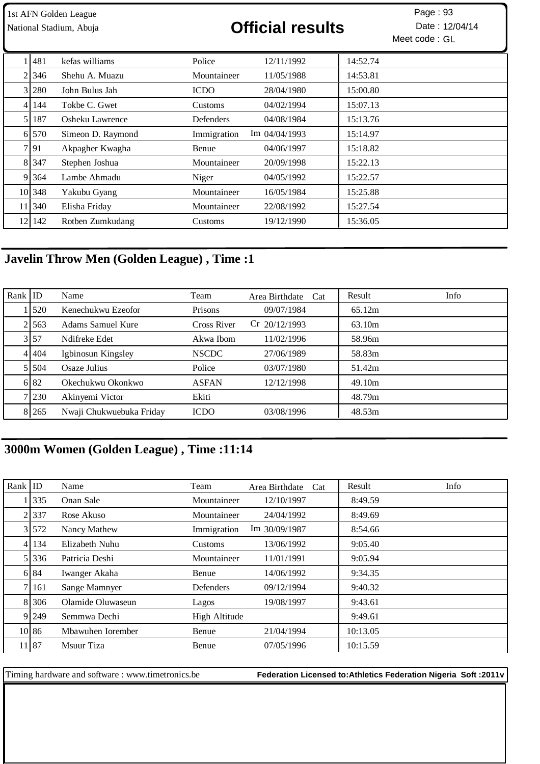| Rank | ID | Name | Team | Area | Birthdate | Cat | Result | Info |
|---|---|---|---|---|---|---|---|---|
| 1 | 481 | kefas williams | Police | | 12/11/1992 | | 14:52.74 | |
| 2 | 346 | Shehu A. Muazu | Mountaineer | | 11/05/1988 | | 14:53.81 | |
| 3 | 280 | John Bulus Jah | ICDO | | 28/04/1980 | | 15:00.80 | |
| 4 | 144 | Tokbe C. Gwet | Customs | | 04/02/1994 | | 15:07.13 | |
| 5 | 187 | Osheku Lawrence | Defenders | | 04/08/1984 | | 15:13.76 | |
| 6 | 570 | Simeon D. Raymond | Immigration | Im | 04/04/1993 | | 15:14.97 | |
| 7 | 91 | Akpagher Kwagha | Benue | | 04/06/1997 | | 15:18.82 | |
| 8 | 347 | Stephen Joshua | Mountaineer | | 20/09/1998 | | 15:22.13 | |
| 9 | 364 | Lambe Ahmadu | Niger | | 04/05/1992 | | 15:22.57 | |
| 10 | 348 | Yakubu Gyang | Mountaineer | | 16/05/1984 | | 15:25.88 | |
| 11 | 340 | Elisha Friday | Mountaineer | | 22/08/1992 | | 15:27.54 | |
| 12 | 142 | Rotben Zumkudang | Customs | | 19/12/1990 | | 15:36.05 | |

## Javelin Throw Men (Golden League) , Time :1

| Rank | ID | Name | Team | Area | Birthdate | Cat | Result | Info |
|---|---|---|---|---|---|---|---|---|
| 1 | 520 | Kenechukwu Ezeofor | Prisons | | 09/07/1984 | | 65.12m | |
| 2 | 563 | Adams Samuel Kure | Cross River | Cr | 20/12/1993 | | 63.10m | |
| 3 | 57 | Ndifreke Edet | Akwa Ibom | | 11/02/1996 | | 58.96m | |
| 4 | 404 | Igbinosun Kingsley | NSCDC | | 27/06/1989 | | 58.83m | |
| 5 | 504 | Osaze Julius | Police | | 03/07/1980 | | 51.42m | |
| 6 | 82 | Okechukwu Okonkwo | ASFAN | | 12/12/1998 | | 49.10m | |
| 7 | 230 | Akinyemi Victor | Ekiti | | | | 48.79m | |
| 8 | 265 | Nwaji Chukwuebuka Friday | ICDO | | 03/08/1996 | | 48.53m | |

## 3000m Women (Golden League) , Time :11:14

| Rank | ID | Name | Team | Area | Birthdate | Cat | Result | Info |
|---|---|---|---|---|---|---|---|---|
| 1 | 335 | Onan Sale | Mountaineer | | 12/10/1997 | | 8:49.59 | |
| 2 | 337 | Rose Akuso | Mountaineer | | 24/04/1992 | | 8:49.69 | |
| 3 | 572 | Nancy Mathew | Immigration | Im | 30/09/1987 | | 8:54.66 | |
| 4 | 134 | Elizabeth Nuhu | Customs | | 13/06/1992 | | 9:05.40 | |
| 5 | 336 | Patricia Deshi | Mountaineer | | 11/01/1991 | | 9:05.94 | |
| 6 | 84 | Iwanger Akaha | Benue | | 14/06/1992 | | 9:34.35 | |
| 7 | 161 | Sange Mamnyer | Defenders | | 09/12/1994 | | 9:40.32 | |
| 8 | 306 | Olamide Oluwaseun | Lagos | | 19/08/1997 | | 9:43.61 | |
| 9 | 249 | Semmwa Dechi | High Altitude | | | | 9:49.61 | |
| 10 | 86 | Mbawuhen Iorember | Benue | | 21/04/1994 | | 10:13.05 | |
| 11 | 87 | Msuur Tiza | Benue | | 07/05/1996 | | 10:15.59 | |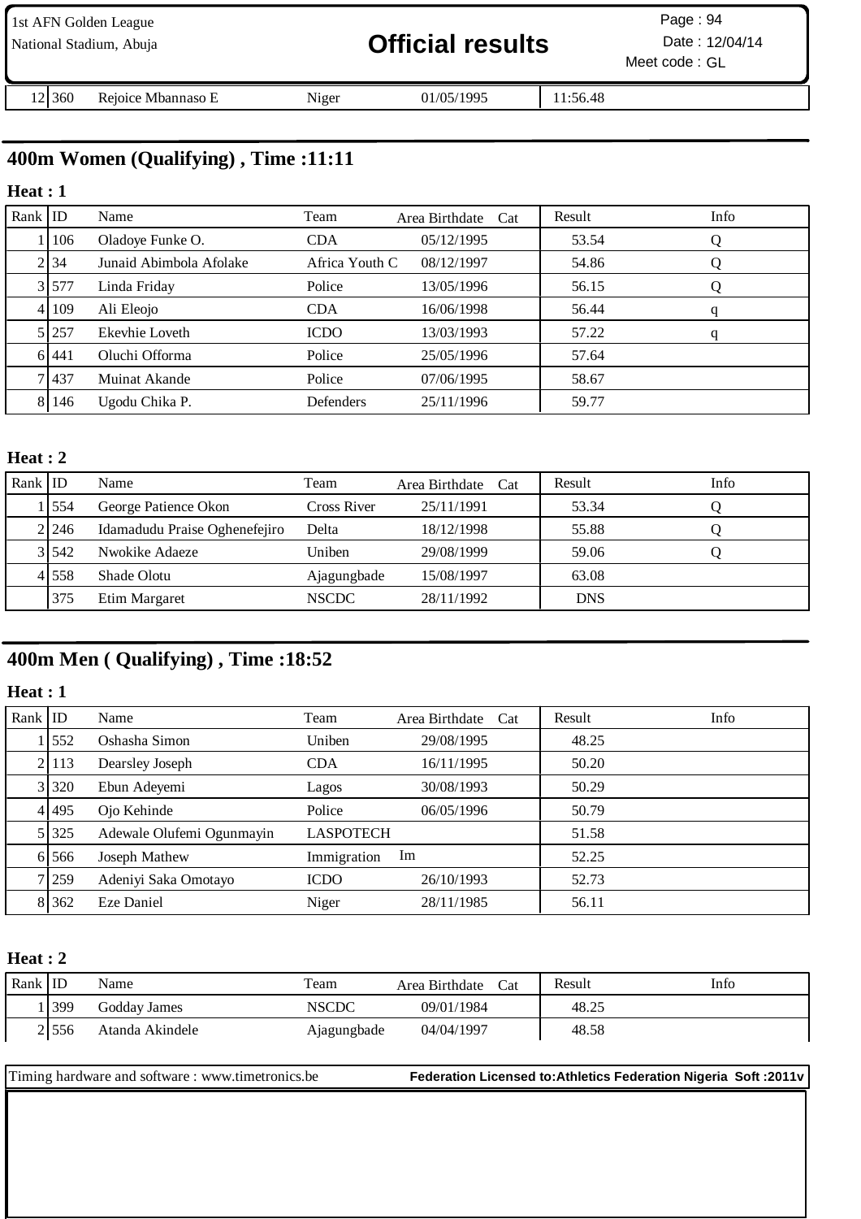| 12 | 360 | Rejoice Mbannaso E | Niger | | 01/05/1995 | | 11:56.48 | |
|---|---|---|---|---|---|---|---|---|

## 400m Women (Qualifying) , Time :11:11

**Heat : 1**

| Rank | ID | Name | Team | Area | Birthdate | Cat | Result | Info |
|---|---|---|---|---|---|---|---|---|
| 1 | 106 | Oladoye Funke O. | CDA | | 05/12/1995 | | 53.54 | Q |
| 2 | 34 | Junaid Abimbola Afolake | Africa Youth C | | 08/12/1997 | | 54.86 | Q |
| 3 | 577 | Linda Friday | Police | | 13/05/1996 | | 56.15 | Q |
| 4 | 109 | Ali Eleojo | CDA | | 16/06/1998 | | 56.44 | q |
| 5 | 257 | Ekevhie Loveth | ICDO | | 13/03/1993 | | 57.22 | q |
| 6 | 441 | Oluchi Offorma | Police | | 25/05/1996 | | 57.64 | |
| 7 | 437 | Muinat Akande | Police | | 07/06/1995 | | 58.67 | |
| 8 | 146 | Ugodu Chika P. | Defenders | | 25/11/1996 | | 59.77 | |

**Heat : 2**

| Rank | ID | Name | Team | Area | Birthdate | Cat | Result | Info |
|---|---|---|---|---|---|---|---|---|
| 1 | 554 | George Patience Okon | Cross River | | 25/11/1991 | | 53.34 | Q |
| 2 | 246 | Idamadudu Praise Oghenefejiro | Delta | | 18/12/1998 | | 55.88 | Q |
| 3 | 542 | Nwokike Adaeze | Uniben | | 29/08/1999 | | 59.06 | Q |
| 4 | 558 | Shade Olotu | Ajagungbade | | 15/08/1997 | | 63.08 | |
| | 375 | Etim Margaret | NSCDC | | 28/11/1992 | | DNS | |

## 400m Men ( Qualifying) , Time :18:52

**Heat : 1**

| Rank | ID | Name | Team | Area | Birthdate | Cat | Result | Info |
|---|---|---|---|---|---|---|---|---|
| 1 | 552 | Oshasha Simon | Uniben | | 29/08/1995 | | 48.25 | |
| 2 | 113 | Dearsley Joseph | CDA | | 16/11/1995 | | 50.20 | |
| 3 | 320 | Ebun Adeyemi | Lagos | | 30/08/1993 | | 50.29 | |
| 4 | 495 | Ojo Kehinde | Police | | 06/05/1996 | | 50.79 | |
| 5 | 325 | Adewale Olufemi Ogunmayin | LASPOTECH | | | | 51.58 | |
| 6 | 566 | Joseph Mathew | Immigration | Im | | | 52.25 | |
| 7 | 259 | Adeniyi Saka Omotayo | ICDO | | 26/10/1993 | | 52.73 | |
| 8 | 362 | Eze Daniel | Niger | | 28/11/1985 | | 56.11 | |

**Heat : 2**

| Rank | ID | Name | Team | Area | Birthdate | Cat | Result | Info |
|---|---|---|---|---|---|---|---|---|
| 1 | 399 | Godday James | NSCDC | | 09/01/1984 | | 48.25 | |
| 2 | 556 | Atanda Akindele | Ajagungbade | | 04/04/1997 | | 48.58 | |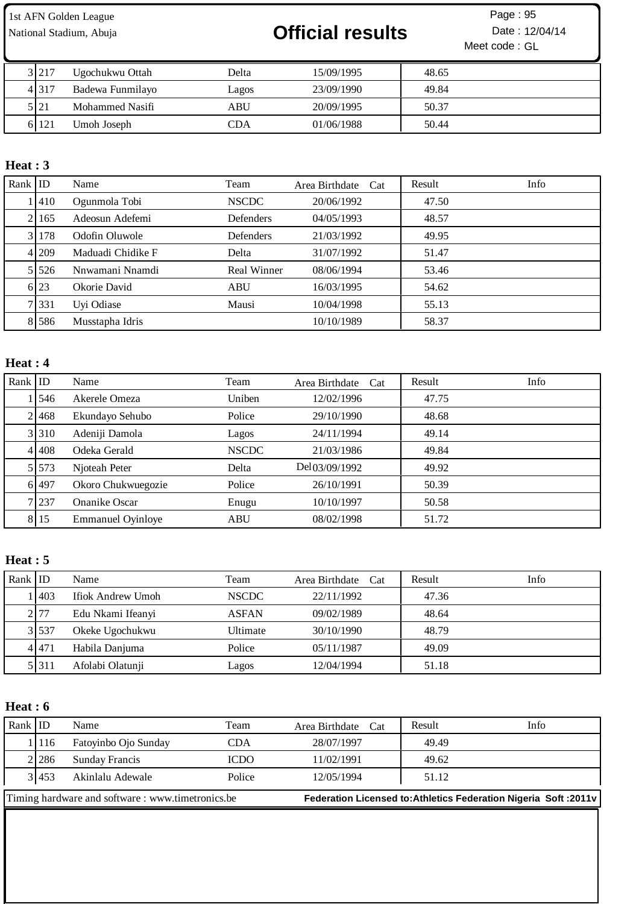| Rank | ID | Name | Team | Area Birthdate | Cat | Result | Info |
|---|---|---|---|---|---|---|---|
| 3 | 217 | Ugochukwu Ottah | Delta | 15/09/1995 | | 48.65 | |
| 4 | 317 | Badewa Funmilayo | Lagos | 23/09/1990 | | 49.84 | |
| 5 | 21 | Mohammed Nasifi | ABU | 20/09/1995 | | 50.37 | |
| 6 | 121 | Umoh Joseph | CDA | 01/06/1988 | | 50.44 | |

**Heat : 3**

| Rank | ID | Name | Team | Area Birthdate | Cat | Result | Info |
|---|---|---|---|---|---|---|---|
| 1 | 410 | Ogunmola Tobi | NSCDC | 20/06/1992 | | 47.50 | |
| 2 | 165 | Adeosun Adefemi | Defenders | 04/05/1993 | | 48.57 | |
| 3 | 178 | Odofin Oluwole | Defenders | 21/03/1992 | | 49.95 | |
| 4 | 209 | Maduadi Chidike F | Delta | 31/07/1992 | | 51.47 | |
| 5 | 526 | Nnwamani Nnamdi | Real Winner | 08/06/1994 | | 53.46 | |
| 6 | 23 | Okorie David | ABU | 16/03/1995 | | 54.62 | |
| 7 | 331 | Uyi Odiase | Mausi | 10/04/1998 | | 55.13 | |
| 8 | 586 | Musstapha Idris | | 10/10/1989 | | 58.37 | |

**Heat : 4**

| Rank | ID | Name | Team | Area Birthdate | Cat | Result | Info |
|---|---|---|---|---|---|---|---|
| 1 | 546 | Akerele Omeza | Uniben | 12/02/1996 | | 47.75 | |
| 2 | 468 | Ekundayo Sehubo | Police | 29/10/1990 | | 48.68 | |
| 3 | 310 | Adeniji Damola | Lagos | 24/11/1994 | | 49.14 | |
| 4 | 408 | Odeka Gerald | NSCDC | 21/03/1986 | | 49.84 | |
| 5 | 573 | Njoteah Peter | Delta | Del 03/09/1992 | | 49.92 | |
| 6 | 497 | Okoro Chukwuegozie | Police | 26/10/1991 | | 50.39 | |
| 7 | 237 | Onanike Oscar | Enugu | 10/10/1997 | | 50.58 | |
| 8 | 15 | Emmanuel Oyinloye | ABU | 08/02/1998 | | 51.72 | |

**Heat : 5**

| Rank | ID | Name | Team | Area Birthdate | Cat | Result | Info |
|---|---|---|---|---|---|---|---|
| 1 | 403 | Ifiok Andrew Umoh | NSCDC | 22/11/1992 | | 47.36 | |
| 2 | 77 | Edu Nkami Ifeanyi | ASFAN | 09/02/1989 | | 48.64 | |
| 3 | 537 | Okeke Ugochukwu | Ultimate | 30/10/1990 | | 48.79 | |
| 4 | 471 | Habila Danjuma | Police | 05/11/1987 | | 49.09 | |
| 5 | 311 | Afolabi Olatunji | Lagos | 12/04/1994 | | 51.18 | |

**Heat : 6**

| Rank | ID | Name | Team | Area Birthdate | Cat | Result | Info |
|---|---|---|---|---|---|---|---|
| 1 | 116 | Fatoyinbo Ojo Sunday | CDA | 28/07/1997 | | 49.49 | |
| 2 | 286 | Sunday Francis | ICDO | 11/02/1991 | | 49.62 | |
| 3 | 453 | Akinlalu Adewale | Police | 12/05/1994 | | 51.12 | |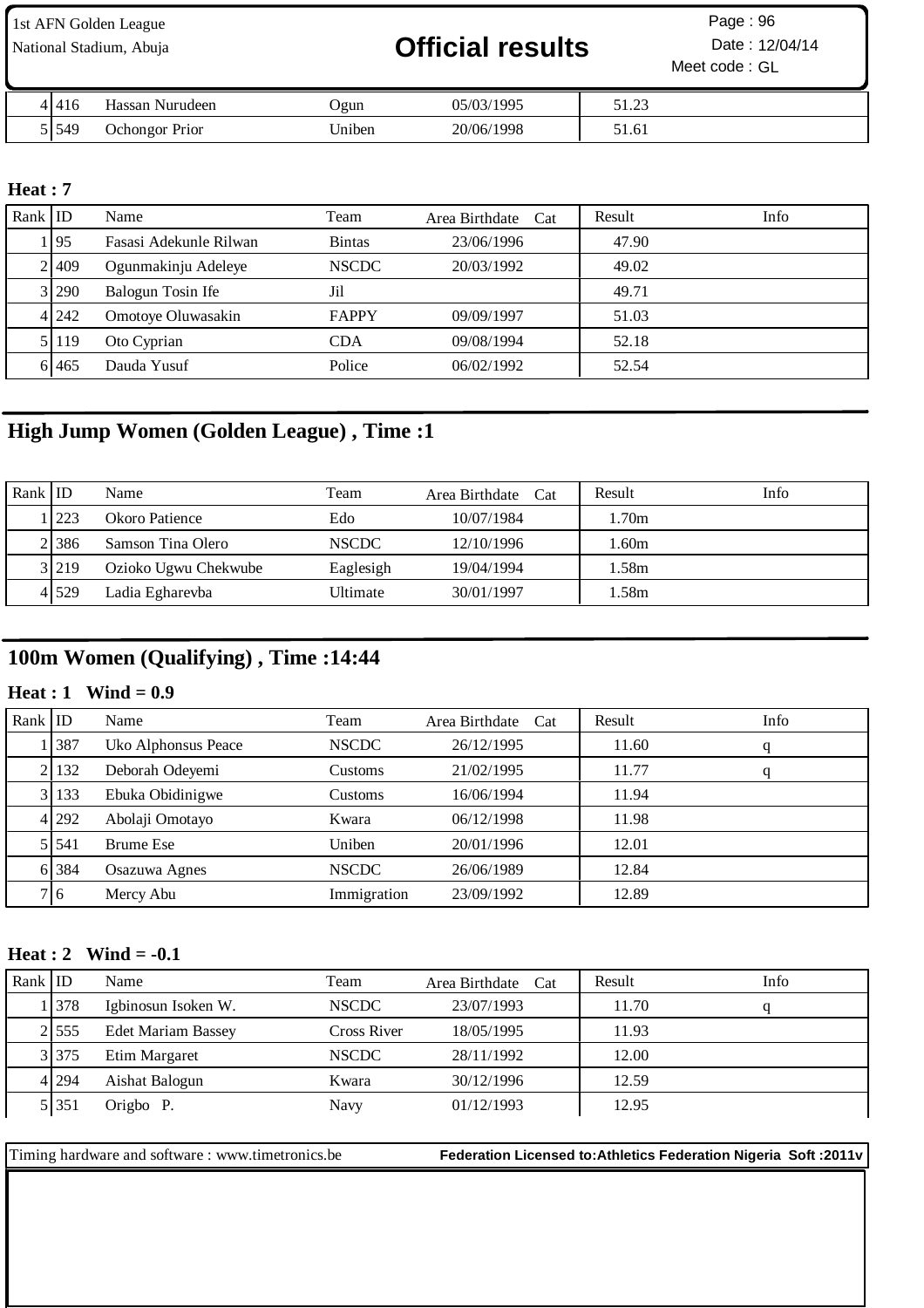| Rank | ID | Name | Team | Area Birthdate | Cat | Result | Info |
|---|---|---|---|---|---|---|---|
| 4 | 416 | Hassan Nurudeen | Ogun | 05/03/1995 | | 51.23 | |
| 5 | 549 | Ochongor Prior | Uniben | 20/06/1998 | | 51.61 | |

**Heat : 7**

| Rank | ID | Name | Team | Area Birthdate | Cat | Result | Info |
|---|---|---|---|---|---|---|---|
| 1 | 95 | Fasasi Adekunle Rilwan | Bintas | 23/06/1996 | | 47.90 | |
| 2 | 409 | Ogunmakinju Adeleye | NSCDC | 20/03/1992 | | 49.02 | |
| 3 | 290 | Balogun Tosin Ife | Jil | | | 49.71 | |
| 4 | 242 | Omotoye Oluwasakin | FAPPY | 09/09/1997 | | 51.03 | |
| 5 | 119 | Oto Cyprian | CDA | 09/08/1994 | | 52.18 | |
| 6 | 465 | Dauda Yusuf | Police | 06/02/1992 | | 52.54 | |

## High Jump Women (Golden League) , Time :1

| Rank | ID | Name | Team | Area Birthdate | Cat | Result | Info |
|---|---|---|---|---|---|---|---|
| 1 | 223 | Okoro Patience | Edo | 10/07/1984 | | 1.70m | |
| 2 | 386 | Samson Tina Olero | NSCDC | 12/10/1996 | | 1.60m | |
| 3 | 219 | Ozioko Ugwu Chekwube | Eaglesigh | 19/04/1994 | | 1.58m | |
| 4 | 529 | Ladia Egharevba | Ultimate | 30/01/1997 | | 1.58m | |

## 100m Women (Qualifying) , Time :14:44

**Heat : 1 Wind = 0.9**

| Rank | ID | Name | Team | Area Birthdate | Cat | Result | Info |
|---|---|---|---|---|---|---|---|
| 1 | 387 | Uko Alphonsus Peace | NSCDC | 26/12/1995 | | 11.60 | q |
| 2 | 132 | Deborah Odeyemi | Customs | 21/02/1995 | | 11.77 | q |
| 3 | 133 | Ebuka Obidinigwe | Customs | 16/06/1994 | | 11.94 | |
| 4 | 292 | Abolaji Omotayo | Kwara | 06/12/1998 | | 11.98 | |
| 5 | 541 | Brume Ese | Uniben | 20/01/1996 | | 12.01 | |
| 6 | 384 | Osazuwa Agnes | NSCDC | 26/06/1989 | | 12.84 | |
| 7 | 6 | Mercy Abu | Immigration | 23/09/1992 | | 12.89 | |

**Heat : 2 Wind = -0.1**

| Rank | ID | Name | Team | Area Birthdate | Cat | Result | Info |
|---|---|---|---|---|---|---|---|
| 1 | 378 | Igbinosun Isoken W. | NSCDC | 23/07/1993 | | 11.70 | q |
| 2 | 555 | Edet Mariam Bassey | Cross River | 18/05/1995 | | 11.93 | |
| 3 | 375 | Etim Margaret | NSCDC | 28/11/1992 | | 12.00 | |
| 4 | 294 | Aishat Balogun | Kwara | 30/12/1996 | | 12.59 | |
| 5 | 351 | Origbo P. | Navy | 01/12/1993 | | 12.95 | |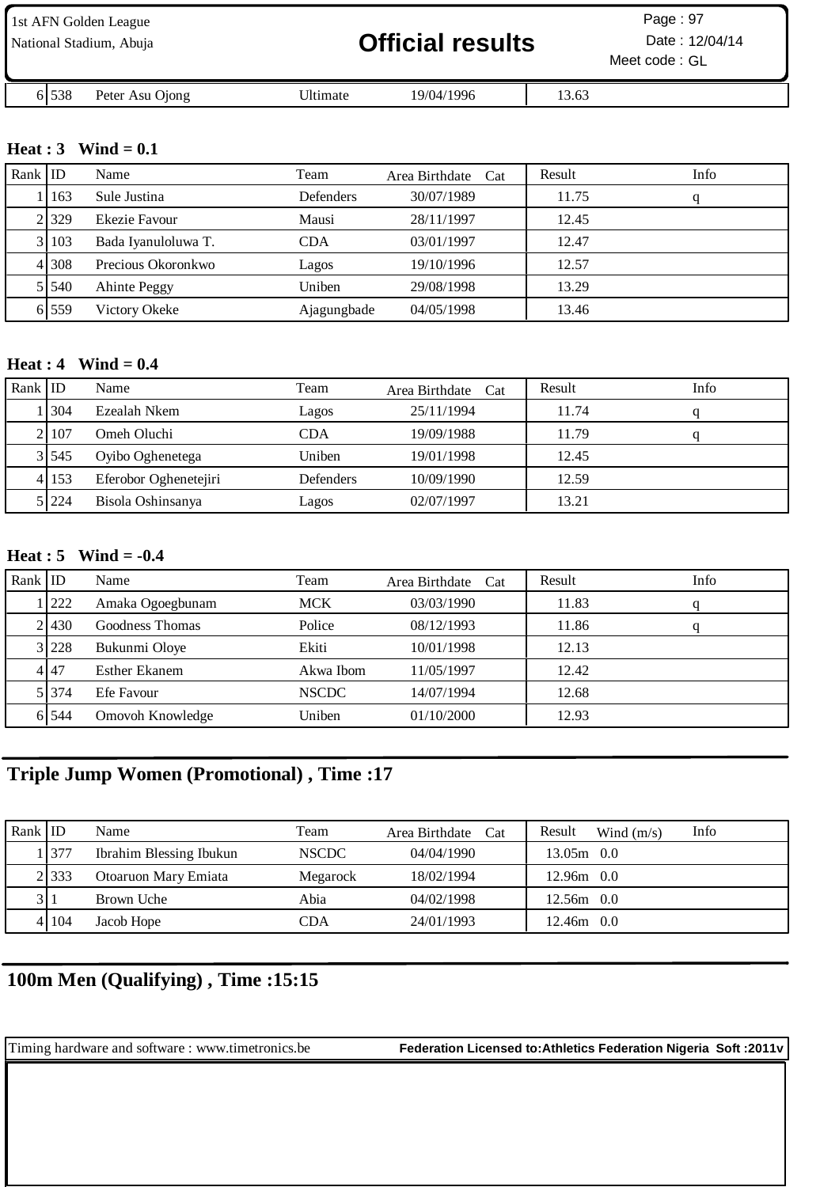| Rank | ID | Name | Team | Area | Birthdate | Cat | Result | Info |
|---|---|---|---|---|---|---|---|---|
| 6 | 538 | Peter Asu Ojong | Ultimate | | 19/04/1996 | | 13.63 | |

### Heat : 3 Wind = 0.1

| Rank | ID | Name | Team | Area | Birthdate | Cat | Result | Info |
|---|---|---|---|---|---|---|---|---|
| 1 | 163 | Sule Justina | Defenders | | 30/07/1989 | | 11.75 | q |
| 2 | 329 | Ekezie Favour | Mausi | | 28/11/1997 | | 12.45 | |
| 3 | 103 | Bada Iyanuloluwa T. | CDA | | 03/01/1997 | | 12.47 | |
| 4 | 308 | Precious Okoronkwo | Lagos | | 19/10/1996 | | 12.57 | |
| 5 | 540 | Ahinte Peggy | Uniben | | 29/08/1998 | | 13.29 | |
| 6 | 559 | Victory Okeke | Ajagungbade | | 04/05/1998 | | 13.46 | |

### Heat : 4 Wind = 0.4

| Rank | ID | Name | Team | Area | Birthdate | Cat | Result | Info |
|---|---|---|---|---|---|---|---|---|
| 1 | 304 | Ezealah Nkem | Lagos | | 25/11/1994 | | 11.74 | q |
| 2 | 107 | Omeh Oluchi | CDA | | 19/09/1988 | | 11.79 | q |
| 3 | 545 | Oyibo Oghenetega | Uniben | | 19/01/1998 | | 12.45 | |
| 4 | 153 | Eferobor Oghenetejiri | Defenders | | 10/09/1990 | | 12.59 | |
| 5 | 224 | Bisola Oshinsanya | Lagos | | 02/07/1997 | | 13.21 | |

### Heat : 5 Wind = -0.4

| Rank | ID | Name | Team | Area | Birthdate | Cat | Result | Info |
|---|---|---|---|---|---|---|---|---|
| 1 | 222 | Amaka Ogoegbunam | MCK | | 03/03/1990 | | 11.83 | q |
| 2 | 430 | Goodness Thomas | Police | | 08/12/1993 | | 11.86 | q |
| 3 | 228 | Bukunmi Oloye | Ekiti | | 10/01/1998 | | 12.13 | |
| 4 | 47 | Esther Ekanem | Akwa Ibom | | 11/05/1997 | | 12.42 | |
| 5 | 374 | Efe Favour | NSCDC | | 14/07/1994 | | 12.68 | |
| 6 | 544 | Omovoh Knowledge | Uniben | | 01/10/2000 | | 12.93 | |

## Triple Jump Women (Promotional) , Time :17

| Rank | ID | Name | Team | Area | Birthdate | Cat | Result | Wind (m/s) | Info |
|---|---|---|---|---|---|---|---|---|---|
| 1 | 377 | Ibrahim Blessing Ibukun | NSCDC | | 04/04/1990 | | 13.05m | 0.0 | |
| 2 | 333 | Otoaruon Mary Emiata | Megarock | | 18/02/1994 | | 12.96m | 0.0 | |
| 3 | 1 | Brown Uche | Abia | | 04/02/1998 | | 12.56m | 0.0 | |
| 4 | 104 | Jacob Hope | CDA | | 24/01/1993 | | 12.46m | 0.0 | |

## 100m Men (Qualifying) , Time :15:15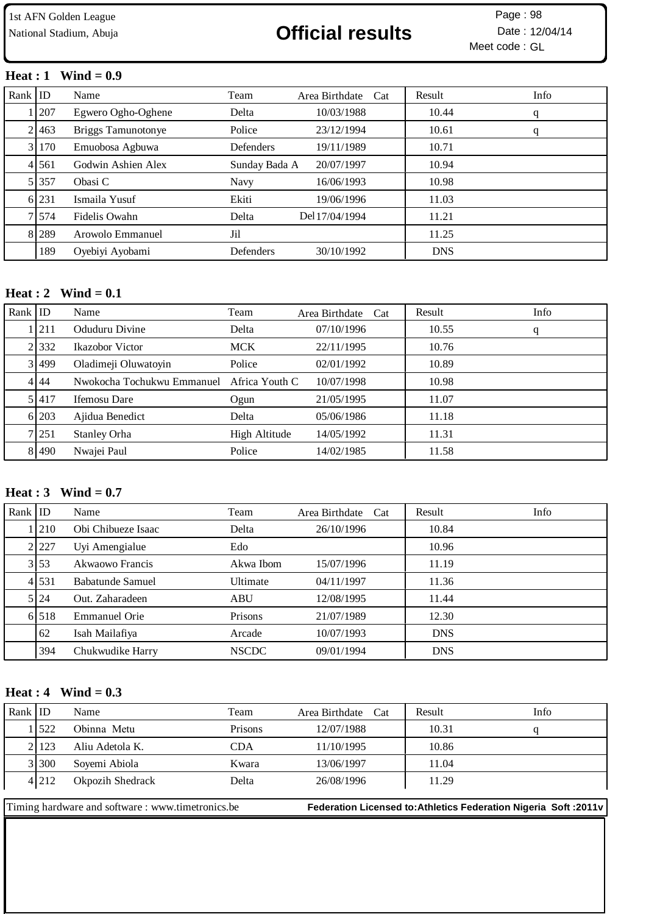1st AFN Golden League
National Stadium, Abuja

# Official results

Page : 98
Date : 12/04/14
Meet code : GL

### Heat : 1 Wind = 0.9

| Rank | ID | Name | Team | Area | Birthdate | Cat | Result | Info |
|---|---|---|---|---|---|---|---|---|
| 1 | 207 | Egwero Ogho-Oghene | Delta | | 10/03/1988 | | 10.44 | q |
| 2 | 463 | Briggs Tamunotonye | Police | | 23/12/1994 | | 10.61 | q |
| 3 | 170 | Emuobosa Agbuwa | Defenders | | 19/11/1989 | | 10.71 | |
| 4 | 561 | Godwin Ashien Alex | Sunday Bada A | | 20/07/1997 | | 10.94 | |
| 5 | 357 | Obasi C | Navy | | 16/06/1993 | | 10.98 | |
| 6 | 231 | Ismaila Yusuf | Ekiti | | 19/06/1996 | | 11.03 | |
| 7 | 574 | Fidelis Owahn | Delta | Del | 17/04/1994 | | 11.21 | |
| 8 | 289 | Arowolo Emmanuel | Jil | | | | 11.25 | |
| | 189 | Oyebiyi Ayobami | Defenders | | 30/10/1992 | | DNS | |

### Heat : 2 Wind = 0.1

| Rank | ID | Name | Team | Area | Birthdate | Cat | Result | Info |
|---|---|---|---|---|---|---|---|---|
| 1 | 211 | Oduduru Divine | Delta | | 07/10/1996 | | 10.55 | q |
| 2 | 332 | Ikazobor Victor | MCK | | 22/11/1995 | | 10.76 | |
| 3 | 499 | Oladimeji Oluwatoyin | Police | | 02/01/1992 | | 10.89 | |
| 4 | 44 | Nwokocha Tochukwu Emmanuel | Africa Youth C | | 10/07/1998 | | 10.98 | |
| 5 | 417 | Ifemosu Dare | Ogun | | 21/05/1995 | | 11.07 | |
| 6 | 203 | Ajidua Benedict | Delta | | 05/06/1986 | | 11.18 | |
| 7 | 251 | Stanley Orha | High Altitude | | 14/05/1992 | | 11.31 | |
| 8 | 490 | Nwajei Paul | Police | | 14/02/1985 | | 11.58 | |

### Heat : 3 Wind = 0.7

| Rank | ID | Name | Team | Area | Birthdate | Cat | Result | Info |
|---|---|---|---|---|---|---|---|---|
| 1 | 210 | Obi Chibueze Isaac | Delta | | 26/10/1996 | | 10.84 | |
| 2 | 227 | Uyi Amengialue | Edo | | | | 10.96 | |
| 3 | 53 | Akwaowo Francis | Akwa Ibom | | 15/07/1996 | | 11.19 | |
| 4 | 531 | Babatunde Samuel | Ultimate | | 04/11/1997 | | 11.36 | |
| 5 | 24 | Out. Zaharadeen | ABU | | 12/08/1995 | | 11.44 | |
| 6 | 518 | Emmanuel Orie | Prisons | | 21/07/1989 | | 12.30 | |
| | 62 | Isah Mailafiya | Arcade | | 10/07/1993 | | DNS | |
| | 394 | Chukwudike Harry | NSCDC | | 09/01/1994 | | DNS | |

### Heat : 4 Wind = 0.3

| Rank | ID | Name | Team | Area | Birthdate | Cat | Result | Info |
|---|---|---|---|---|---|---|---|---|
| 1 | 522 | Obinna Metu | Prisons | | 12/07/1988 | | 10.31 | q |
| 2 | 123 | Aliu Adetola K. | CDA | | 11/10/1995 | | 10.86 | |
| 3 | 300 | Soyemi Abiola | Kwara | | 13/06/1997 | | 11.04 | |
| 4 | 212 | Okpozih Shedrack | Delta | | 26/08/1996 | | 11.29 | |

Timing hardware and software : www.timetronics.be    **Federation Licensed to:Athletics Federation Nigeria Soft :2011v**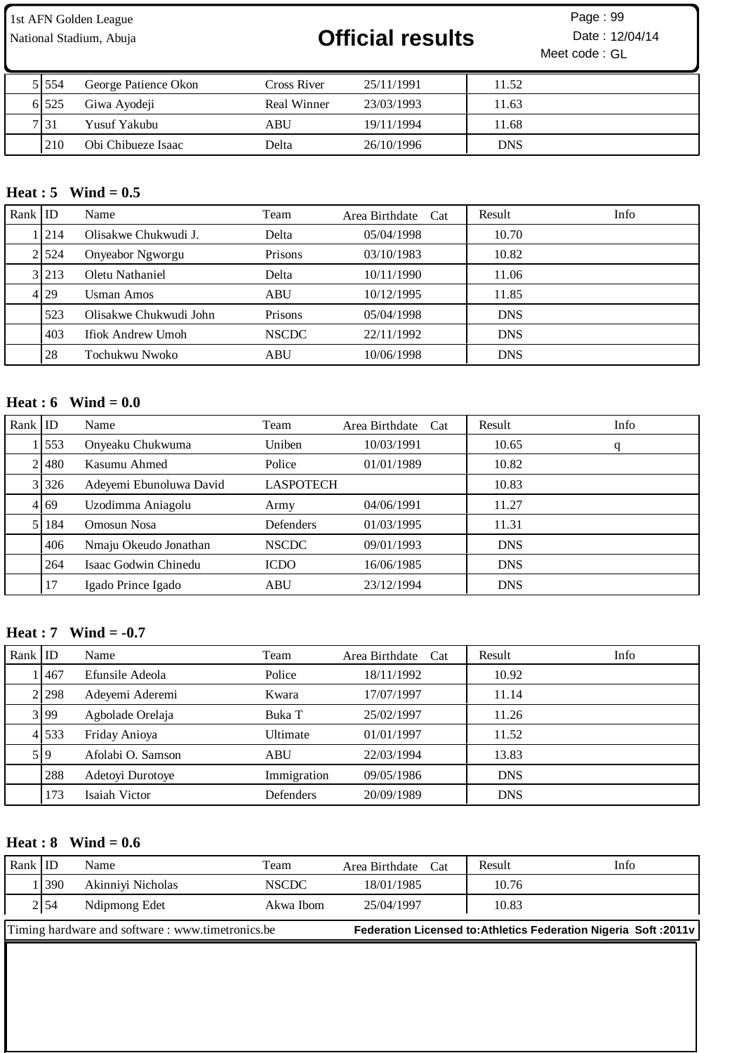| Rank | ID | Name | Team | Area Birthdate | Cat | Result | Info |
|---|---|---|---|---|---|---|---|
| 5 | 554 | George Patience Okon | Cross River | 25/11/1991 | | 11.52 | |
| 6 | 525 | Giwa Ayodeji | Real Winner | 23/03/1993 | | 11.63 | |
| 7 | 31 | Yusuf Yakubu | ABU | 19/11/1994 | | 11.68 | |
| | 210 | Obi Chibueze Isaac | Delta | 26/10/1996 | | DNS | |

**Heat : 5 Wind = 0.5**

| Rank | ID | Name | Team | Area Birthdate | Cat | Result | Info |
|---|---|---|---|---|---|---|---|
| 1 | 214 | Olisakwe Chukwudi J. | Delta | 05/04/1998 | | 10.70 | |
| 2 | 524 | Onyeabor Ngworgu | Prisons | 03/10/1983 | | 10.82 | |
| 3 | 213 | Oletu Nathaniel | Delta | 10/11/1990 | | 11.06 | |
| 4 | 29 | Usman Amos | ABU | 10/12/1995 | | 11.85 | |
| | 523 | Olisakwe Chukwudi John | Prisons | 05/04/1998 | | DNS | |
| | 403 | Ifiok Andrew Umoh | NSCDC | 22/11/1992 | | DNS | |
| | 28 | Tochukwu Nwoko | ABU | 10/06/1998 | | DNS | |

**Heat : 6 Wind = 0.0**

| Rank | ID | Name | Team | Area Birthdate | Cat | Result | Info |
|---|---|---|---|---|---|---|---|
| 1 | 553 | Onyeaku Chukwuma | Uniben | 10/03/1991 | | 10.65 | q |
| 2 | 480 | Kasumu Ahmed | Police | 01/01/1989 | | 10.82 | |
| 3 | 326 | Adeyemi Ebunoluwa David | LASPOTECH | | | 10.83 | |
| 4 | 69 | Uzodimma Aniagolu | Army | 04/06/1991 | | 11.27 | |
| 5 | 184 | Omosun Nosa | Defenders | 01/03/1995 | | 11.31 | |
| | 406 | Nmaju Okeudo Jonathan | NSCDC | 09/01/1993 | | DNS | |
| | 264 | Isaac Godwin Chinedu | ICDO | 16/06/1985 | | DNS | |
| | 17 | Igado Prince Igado | ABU | 23/12/1994 | | DNS | |

**Heat : 7 Wind = -0.7**

| Rank | ID | Name | Team | Area Birthdate | Cat | Result | Info |
|---|---|---|---|---|---|---|---|
| 1 | 467 | Efunsile Adeola | Police | 18/11/1992 | | 10.92 | |
| 2 | 298 | Adeyemi Aderemi | Kwara | 17/07/1997 | | 11.14 | |
| 3 | 99 | Agbolade Orelaja | Buka T | 25/02/1997 | | 11.26 | |
| 4 | 533 | Friday Anioya | Ultimate | 01/01/1997 | | 11.52 | |
| 5 | 9 | Afolabi O. Samson | ABU | 22/03/1994 | | 13.83 | |
| | 288 | Adetoyi Durotoye | Immigration | 09/05/1986 | | DNS | |
| | 173 | Isaiah Victor | Defenders | 20/09/1989 | | DNS | |

**Heat : 8 Wind = 0.6**

| Rank | ID | Name | Team | Area Birthdate | Cat | Result | Info |
|---|---|---|---|---|---|---|---|
| 1 | 390 | Akinniyi Nicholas | NSCDC | 18/01/1985 | | 10.76 | |
| 2 | 54 | Ndipmong Edet | Akwa Ibom | 25/04/1997 | | 10.83 | |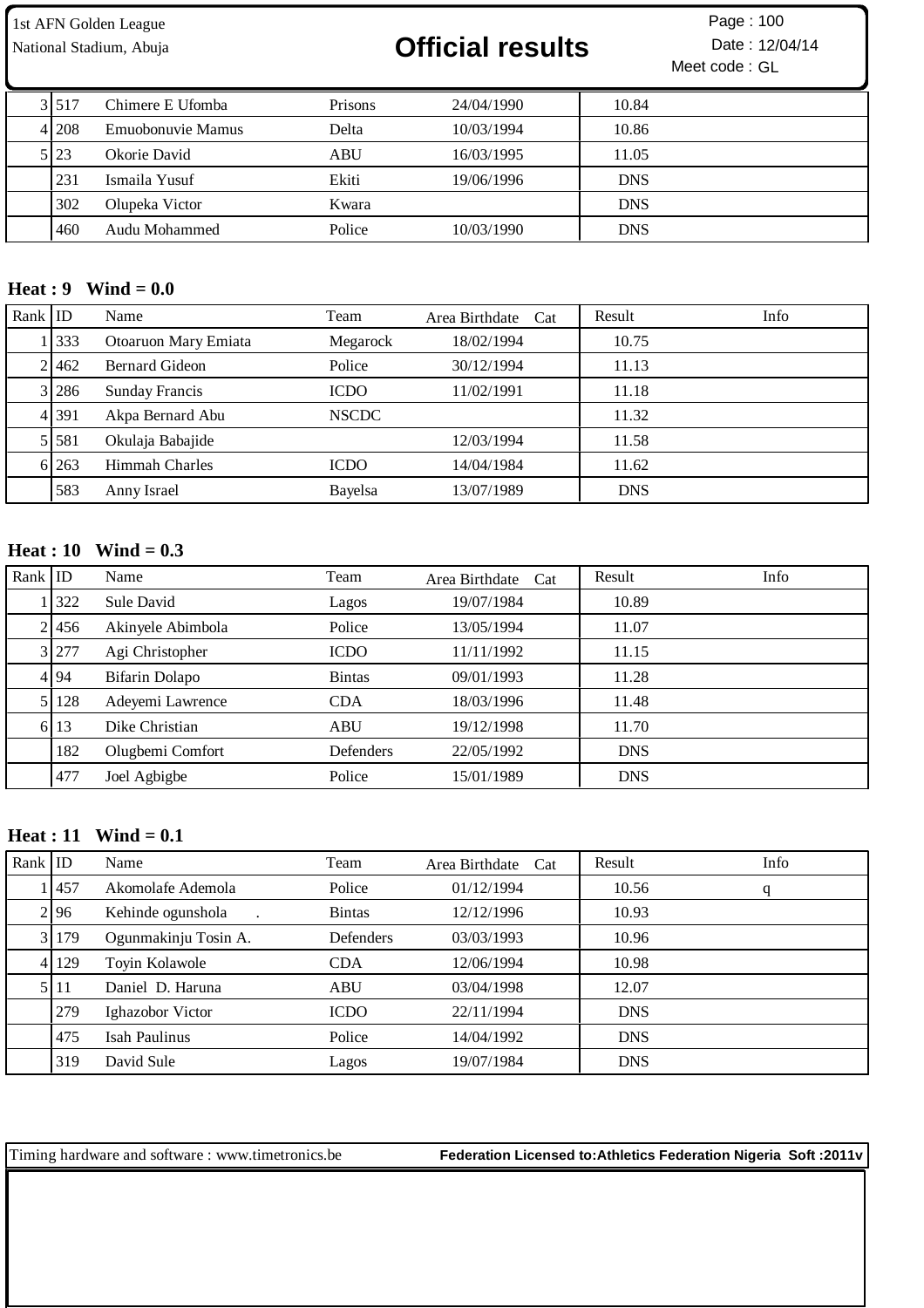1st AFN Golden League
National Stadium, Abuja

# Official results

Page : 100
Date : 12/04/14
Meet code : GL

| Rank | ID | Name | Team | Area Birthdate | Cat | Result | Info |
|---|---|---|---|---|---|---|---|
| 3 | 517 | Chimere E Ufomba | Prisons | 24/04/1990 | | 10.84 | |
| 4 | 208 | Emuobonuvie Mamus | Delta | 10/03/1994 | | 10.86 | |
| 5 | 23 | Okorie David | ABU | 16/03/1995 | | 11.05 | |
| | 231 | Ismaila Yusuf | Ekiti | 19/06/1996 | | DNS | |
| | 302 | Olupeka Victor | Kwara | | | DNS | |
| | 460 | Audu Mohammed | Police | 10/03/1990 | | DNS | |

**Heat : 9   Wind = 0.0**

| Rank | ID | Name | Team | Area Birthdate | Cat | Result | Info |
|---|---|---|---|---|---|---|---|
| 1 | 333 | Otoaruon Mary Emiata | Megarock | 18/02/1994 | | 10.75 | |
| 2 | 462 | Bernard Gideon | Police | 30/12/1994 | | 11.13 | |
| 3 | 286 | Sunday Francis | ICDO | 11/02/1991 | | 11.18 | |
| 4 | 391 | Akpa Bernard Abu | NSCDC | | | 11.32 | |
| 5 | 581 | Okulaja Babajide | | 12/03/1994 | | 11.58 | |
| 6 | 263 | Himmah Charles | ICDO | 14/04/1984 | | 11.62 | |
| | 583 | Anny Israel | Bayelsa | 13/07/1989 | | DNS | |

**Heat : 10   Wind = 0.3**

| Rank | ID | Name | Team | Area Birthdate | Cat | Result | Info |
|---|---|---|---|---|---|---|---|
| 1 | 322 | Sule David | Lagos | 19/07/1984 | | 10.89 | |
| 2 | 456 | Akinyele Abimbola | Police | 13/05/1994 | | 11.07 | |
| 3 | 277 | Agi Christopher | ICDO | 11/11/1992 | | 11.15 | |
| 4 | 94 | Bifarin Dolapo | Bintas | 09/01/1993 | | 11.28 | |
| 5 | 128 | Adeyemi Lawrence | CDA | 18/03/1996 | | 11.48 | |
| 6 | 13 | Dike Christian | ABU | 19/12/1998 | | 11.70 | |
| | 182 | Olugbemi Comfort | Defenders | 22/05/1992 | | DNS | |
| | 477 | Joel Agbigbe | Police | 15/01/1989 | | DNS | |

**Heat : 11   Wind = 0.1**

| Rank | ID | Name | Team | Area Birthdate | Cat | Result | Info |
|---|---|---|---|---|---|---|---|
| 1 | 457 | Akomolafe Ademola | Police | 01/12/1994 | | 10.56 | q |
| 2 | 96 | Kehinde ogunshola . | Bintas | 12/12/1996 | | 10.93 | |
| 3 | 179 | Ogunmakinju Tosin A. | Defenders | 03/03/1993 | | 10.96 | |
| 4 | 129 | Toyin Kolawole | CDA | 12/06/1994 | | 10.98 | |
| 5 | 11 | Daniel D. Haruna | ABU | 03/04/1998 | | 12.07 | |
| | 279 | Ighazobor Victor | ICDO | 22/11/1994 | | DNS | |
| | 475 | Isah Paulinus | Police | 14/04/1992 | | DNS | |
| | 319 | David Sule | Lagos | 19/07/1984 | | DNS | |

Timing hardware and software : www.timetronics.be    **Federation Licensed to:Athletics Federation Nigeria Soft :2011v**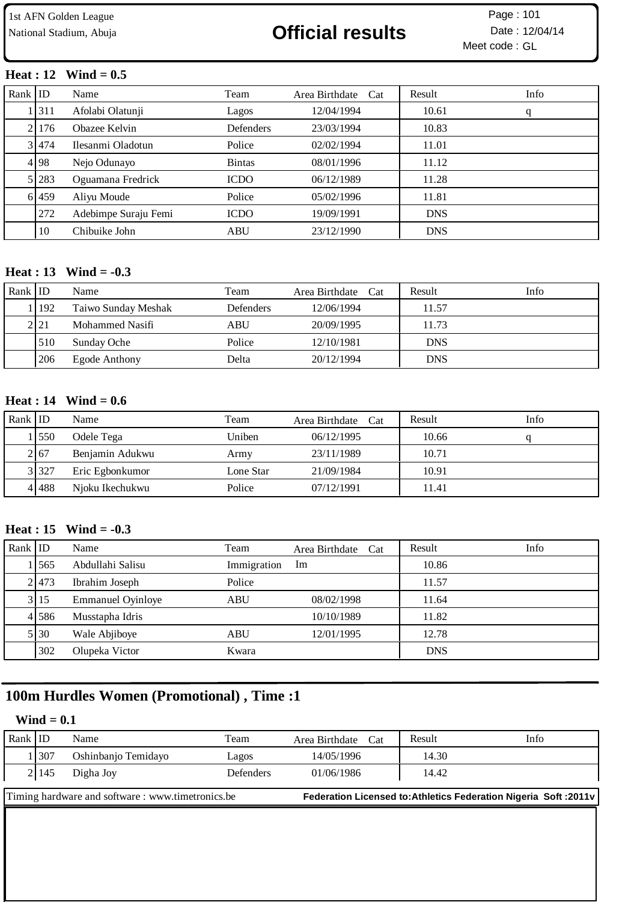**Heat : 12 Wind = 0.5**

| Rank | ID | Name | Team | Area | Birthdate | Cat | Result | Info |
|---|---|---|---|---|---|---|---|---|
| 1 | 311 | Afolabi Olatunji | Lagos | | 12/04/1994 | | 10.61 | q |
| 2 | 176 | Obazee Kelvin | Defenders | | 23/03/1994 | | 10.83 | |
| 3 | 474 | Ilesanmi Oladotun | Police | | 02/02/1994 | | 11.01 | |
| 4 | 98 | Nejo Odunayo | Bintas | | 08/01/1996 | | 11.12 | |
| 5 | 283 | Oguamana Fredrick | ICDO | | 06/12/1989 | | 11.28 | |
| 6 | 459 | Aliyu Moude | Police | | 05/02/1996 | | 11.81 | |
| | 272 | Adebimpe Suraju Femi | ICDO | | 19/09/1991 | | DNS | |
| | 10 | Chibuike John | ABU | | 23/12/1990 | | DNS | |

**Heat : 13 Wind = -0.3**

| Rank | ID | Name | Team | Area | Birthdate | Cat | Result | Info |
|---|---|---|---|---|---|---|---|---|
| 1 | 192 | Taiwo Sunday Meshak | Defenders | | 12/06/1994 | | 11.57 | |
| 2 | 21 | Mohammed Nasifi | ABU | | 20/09/1995 | | 11.73 | |
| | 510 | Sunday Oche | Police | | 12/10/1981 | | DNS | |
| | 206 | Egode Anthony | Delta | | 20/12/1994 | | DNS | |

**Heat : 14 Wind = 0.6**

| Rank | ID | Name | Team | Area | Birthdate | Cat | Result | Info |
|---|---|---|---|---|---|---|---|---|
| 1 | 550 | Odele Tega | Uniben | | 06/12/1995 | | 10.66 | q |
| 2 | 67 | Benjamin Adukwu | Army | | 23/11/1989 | | 10.71 | |
| 3 | 327 | Eric Egbonkumor | Lone Star | | 21/09/1984 | | 10.91 | |
| 4 | 488 | Njoku Ikechukwu | Police | | 07/12/1991 | | 11.41 | |

**Heat : 15 Wind = -0.3**

| Rank | ID | Name | Team | Area | Birthdate | Cat | Result | Info |
|---|---|---|---|---|---|---|---|---|
| 1 | 565 | Abdullahi Salisu | Immigration | Im | | | 10.86 | |
| 2 | 473 | Ibrahim Joseph | Police | | | | 11.57 | |
| 3 | 15 | Emmanuel Oyinloye | ABU | | 08/02/1998 | | 11.64 | |
| 4 | 586 | Musstapha Idris | | | 10/10/1989 | | 11.82 | |
| 5 | 30 | Wale Abjiboye | ABU | | 12/01/1995 | | 12.78 | |
| | 302 | Olupeka Victor | Kwara | | | | DNS | |

## 100m Hurdles Women (Promotional) , Time :1

**Wind = 0.1**

| Rank | ID | Name | Team | Area | Birthdate | Cat | Result | Info |
|---|---|---|---|---|---|---|---|---|
| 1 | 307 | Oshinbanjo Temidayo | Lagos | | 14/05/1996 | | 14.30 | |
| 2 | 145 | Digha Joy | Defenders | | 01/06/1986 | | 14.42 | |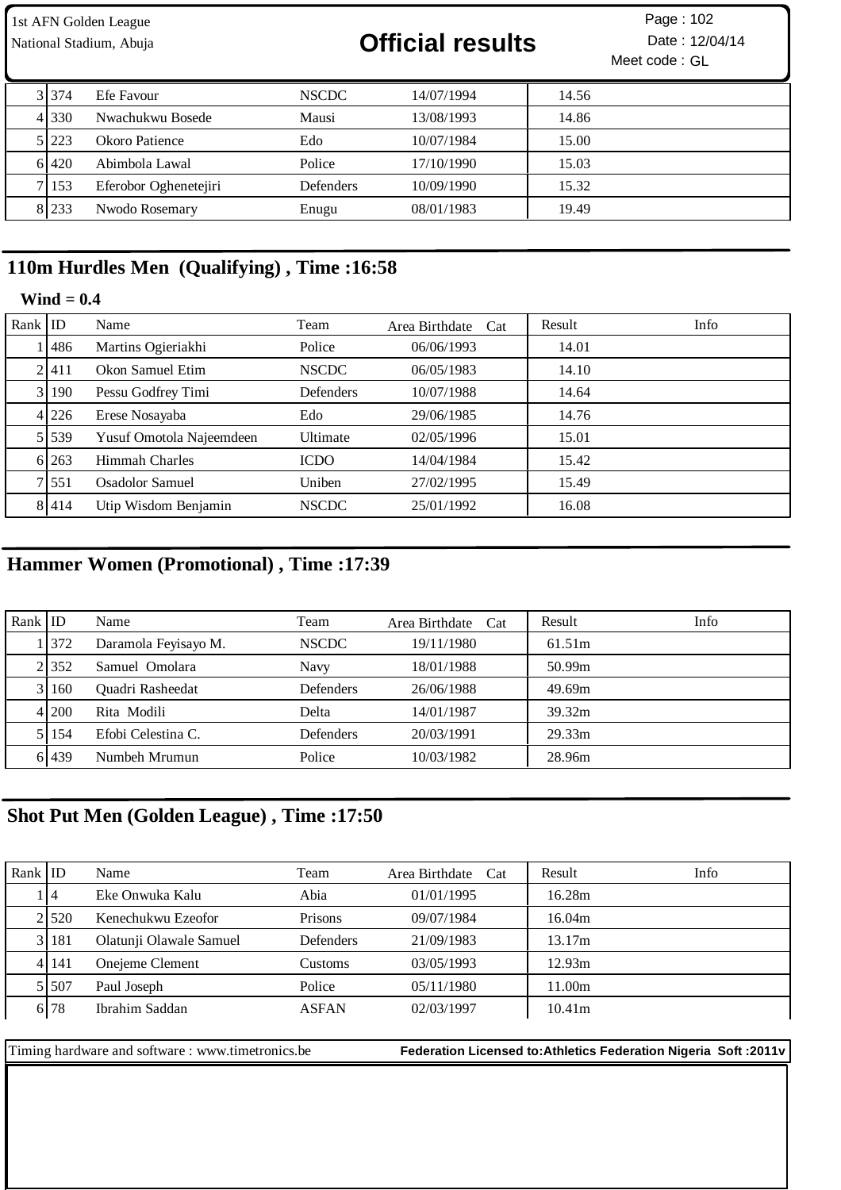| 3 | 374 | Efe Favour | NSCDC | 14/07/1994 | | 14.56 | |
|---|---|---|---|---|---|---|---|
| 4 | 330 | Nwachukwu Bosede | Mausi | 13/08/1993 | | 14.86 | |
| 5 | 223 | Okoro Patience | Edo | 10/07/1984 | | 15.00 | |
| 6 | 420 | Abimbola Lawal | Police | 17/10/1990 | | 15.03 | |
| 7 | 153 | Eferobor Oghenetejiri | Defenders | 10/09/1990 | | 15.32 | |
| 8 | 233 | Nwodo Rosemary | Enugu | 08/01/1983 | | 19.49 | |

## 110m Hurdles Men (Qualifying) , Time :16:58

**Wind = 0.4**

| Rank | ID | Name | Team | Area Birthdate | Cat | Result | Info |
|---|---|---|---|---|---|---|---|
| 1 | 486 | Martins Ogieriakhi | Police | 06/06/1993 | | 14.01 | |
| 2 | 411 | Okon Samuel Etim | NSCDC | 06/05/1983 | | 14.10 | |
| 3 | 190 | Pessu Godfrey Timi | Defenders | 10/07/1988 | | 14.64 | |
| 4 | 226 | Erese Nosayaba | Edo | 29/06/1985 | | 14.76 | |
| 5 | 539 | Yusuf Omotola Najeemdeen | Ultimate | 02/05/1996 | | 15.01 | |
| 6 | 263 | Himmah Charles | ICDO | 14/04/1984 | | 15.42 | |
| 7 | 551 | Osadolor Samuel | Uniben | 27/02/1995 | | 15.49 | |
| 8 | 414 | Utip Wisdom Benjamin | NSCDC | 25/01/1992 | | 16.08 | |

## Hammer Women (Promotional) , Time :17:39

| Rank | ID | Name | Team | Area Birthdate | Cat | Result | Info |
|---|---|---|---|---|---|---|---|
| 1 | 372 | Daramola Feyisayo M. | NSCDC | 19/11/1980 | | 61.51m | |
| 2 | 352 | Samuel Omolara | Navy | 18/01/1988 | | 50.99m | |
| 3 | 160 | Quadri Rasheedat | Defenders | 26/06/1988 | | 49.69m | |
| 4 | 200 | Rita Modili | Delta | 14/01/1987 | | 39.32m | |
| 5 | 154 | Efobi Celestina C. | Defenders | 20/03/1991 | | 29.33m | |
| 6 | 439 | Numbeh Mrumun | Police | 10/03/1982 | | 28.96m | |

## Shot Put Men (Golden League) , Time :17:50

| Rank | ID | Name | Team | Area Birthdate | Cat | Result | Info |
|---|---|---|---|---|---|---|---|
| 1 | 4 | Eke Onwuka Kalu | Abia | 01/01/1995 | | 16.28m | |
| 2 | 520 | Kenechukwu Ezeofor | Prisons | 09/07/1984 | | 16.04m | |
| 3 | 181 | Olatunji Olawale Samuel | Defenders | 21/09/1983 | | 13.17m | |
| 4 | 141 | Onejeme Clement | Customs | 03/05/1993 | | 12.93m | |
| 5 | 507 | Paul Joseph | Police | 05/11/1980 | | 11.00m | |
| 6 | 78 | Ibrahim Saddan | ASFAN | 02/03/1997 | | 10.41m | |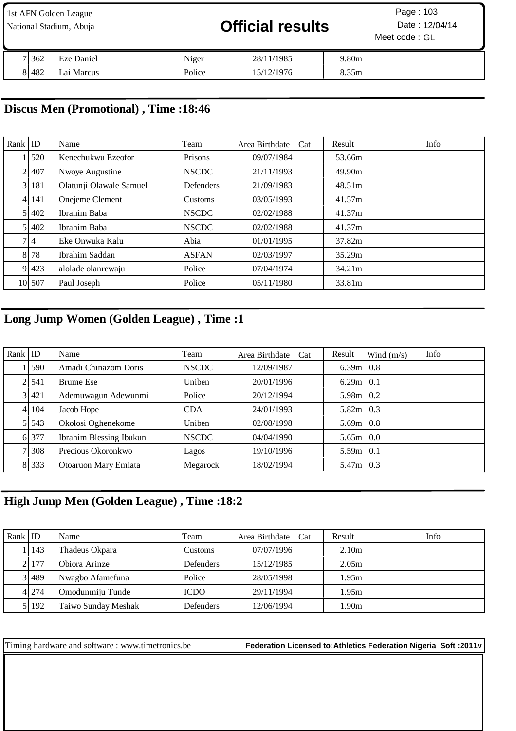| | | | | | |
|---|---|---|---|---|---|
| 7 | 362 | Eze Daniel | Niger | 28/11/1985 | 9.80m |
| 8 | 482 | Lai Marcus | Police | 15/12/1976 | 8.35m |

## Discus Men (Promotional) , Time :18:46

| Rank | ID | Name | Team | Area Birthdate | Cat | Result | Info |
|---|---|---|---|---|---|---|---|
| 1 | 520 | Kenechukwu Ezeofor | Prisons | 09/07/1984 | | 53.66m | |
| 2 | 407 | Nwoye Augustine | NSCDC | 21/11/1993 | | 49.90m | |
| 3 | 181 | Olatunji Olawale Samuel | Defenders | 21/09/1983 | | 48.51m | |
| 4 | 141 | Onejeme Clement | Customs | 03/05/1993 | | 41.57m | |
| 5 | 402 | Ibrahim Baba | NSCDC | 02/02/1988 | | 41.37m | |
| 5 | 402 | Ibrahim Baba | NSCDC | 02/02/1988 | | 41.37m | |
| 7 | 4 | Eke Onwuka Kalu | Abia | 01/01/1995 | | 37.82m | |
| 8 | 78 | Ibrahim Saddan | ASFAN | 02/03/1997 | | 35.29m | |
| 9 | 423 | alolade olanrewaju | Police | 07/04/1974 | | 34.21m | |
| 10 | 507 | Paul Joseph | Police | 05/11/1980 | | 33.81m | |

## Long Jump Women (Golden League) , Time :1

| Rank | ID | Name | Team | Area Birthdate | Cat | Result | Wind (m/s) | Info |
|---|---|---|---|---|---|---|---|---|
| 1 | 590 | Amadi Chinazom Doris | NSCDC | 12/09/1987 | | 6.39m | 0.8 | |
| 2 | 541 | Brume Ese | Uniben | 20/01/1996 | | 6.29m | 0.1 | |
| 3 | 421 | Ademuwagun Adewunmi | Police | 20/12/1994 | | 5.98m | 0.2 | |
| 4 | 104 | Jacob Hope | CDA | 24/01/1993 | | 5.82m | 0.3 | |
| 5 | 543 | Okolosi Oghenekome | Uniben | 02/08/1998 | | 5.69m | 0.8 | |
| 6 | 377 | Ibrahim Blessing Ibukun | NSCDC | 04/04/1990 | | 5.65m | 0.0 | |
| 7 | 308 | Precious Okoronkwo | Lagos | 19/10/1996 | | 5.59m | 0.1 | |
| 8 | 333 | Otoaruon Mary Emiata | Megarock | 18/02/1994 | | 5.47m | 0.3 | |

## High Jump Men (Golden League) , Time :18:2

| Rank | ID | Name | Team | Area Birthdate | Cat | Result | Info |
|---|---|---|---|---|---|---|---|
| 1 | 143 | Thadeus Okpara | Customs | 07/07/1996 | | 2.10m | |
| 2 | 177 | Obiora Arinze | Defenders | 15/12/1985 | | 2.05m | |
| 3 | 489 | Nwagbo Afamefuna | Police | 28/05/1998 | | 1.95m | |
| 4 | 274 | Omodunmiju Tunde | ICDO | 29/11/1994 | | 1.95m | |
| 5 | 192 | Taiwo Sunday Meshak | Defenders | 12/06/1994 | | 1.90m | |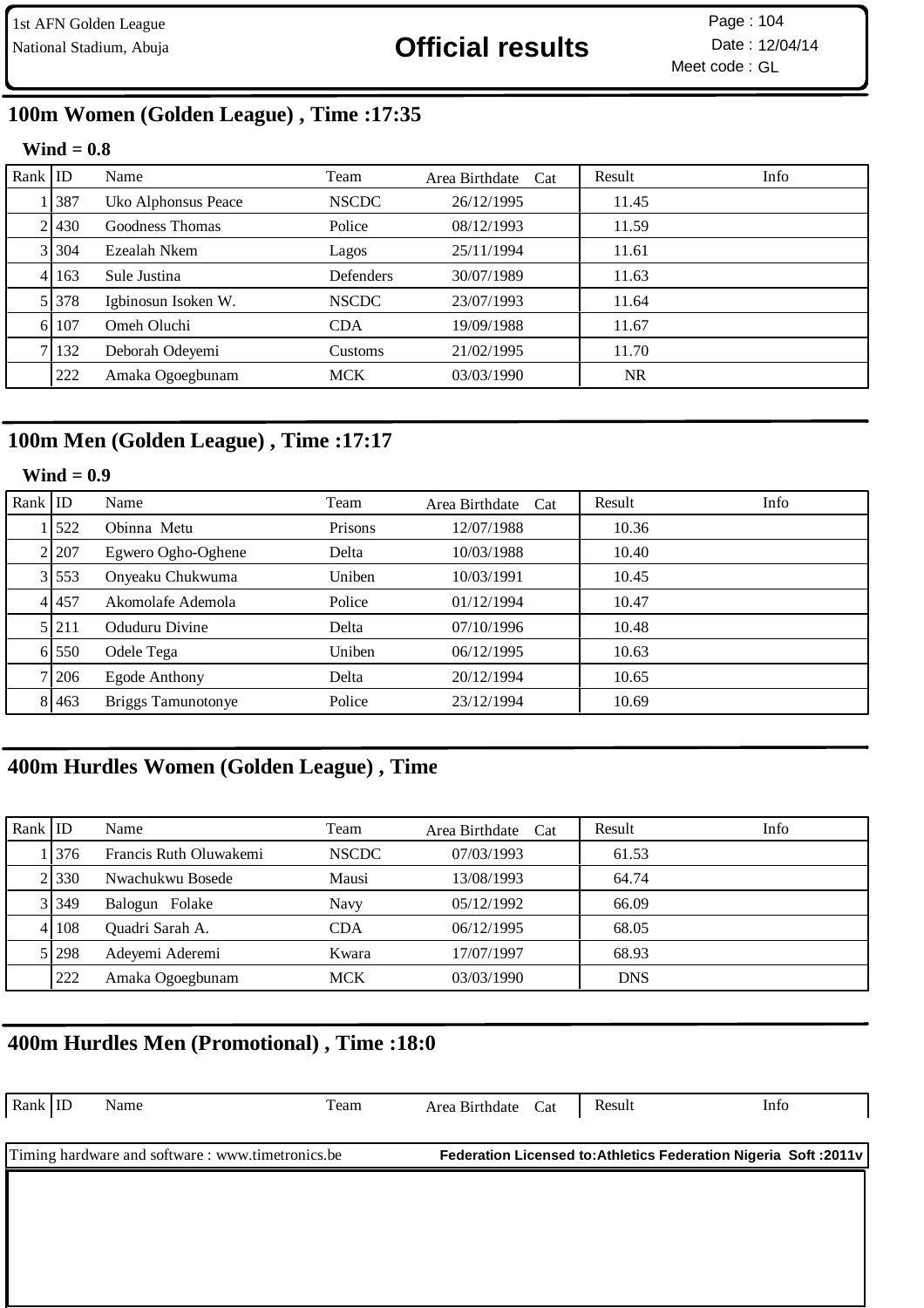1st AFN Golden League
National Stadium, Abuja

# Official results

Page : 104
Date : 12/04/14
Meet code : GL

## 100m Women (Golden League) , Time :17:35

**Wind = 0.8**

| Rank | ID | Name | Team | Area | Birthdate | Cat | Result | Info |
|---|---|---|---|---|---|---|---|---|
| 1 | 387 | Uko Alphonsus Peace | NSCDC | | 26/12/1995 | | 11.45 | |
| 2 | 430 | Goodness Thomas | Police | | 08/12/1993 | | 11.59 | |
| 3 | 304 | Ezealah Nkem | Lagos | | 25/11/1994 | | 11.61 | |
| 4 | 163 | Sule Justina | Defenders | | 30/07/1989 | | 11.63 | |
| 5 | 378 | Igbinosun Isoken W. | NSCDC | | 23/07/1993 | | 11.64 | |
| 6 | 107 | Omeh Oluchi | CDA | | 19/09/1988 | | 11.67 | |
| 7 | 132 | Deborah Odeyemi | Customs | | 21/02/1995 | | 11.70 | |
| | 222 | Amaka Ogoegbunam | MCK | | 03/03/1990 | | NR | |

## 100m Men (Golden League) , Time :17:17

**Wind = 0.9**

| Rank | ID | Name | Team | Area | Birthdate | Cat | Result | Info |
|---|---|---|---|---|---|---|---|---|
| 1 | 522 | Obinna Metu | Prisons | | 12/07/1988 | | 10.36 | |
| 2 | 207 | Egwero Ogho-Oghene | Delta | | 10/03/1988 | | 10.40 | |
| 3 | 553 | Onyeaku Chukwuma | Uniben | | 10/03/1991 | | 10.45 | |
| 4 | 457 | Akomolafe Ademola | Police | | 01/12/1994 | | 10.47 | |
| 5 | 211 | Oduduru Divine | Delta | | 07/10/1996 | | 10.48 | |
| 6 | 550 | Odele Tega | Uniben | | 06/12/1995 | | 10.63 | |
| 7 | 206 | Egode Anthony | Delta | | 20/12/1994 | | 10.65 | |
| 8 | 463 | Briggs Tamunotonye | Police | | 23/12/1994 | | 10.69 | |

## 400m Hurdles Women (Golden League) , Time

| Rank | ID | Name | Team | Area | Birthdate | Cat | Result | Info |
|---|---|---|---|---|---|---|---|---|
| 1 | 376 | Francis Ruth Oluwakemi | NSCDC | | 07/03/1993 | | 61.53 | |
| 2 | 330 | Nwachukwu Bosede | Mausi | | 13/08/1993 | | 64.74 | |
| 3 | 349 | Balogun Folake | Navy | | 05/12/1992 | | 66.09 | |
| 4 | 108 | Quadri Sarah A. | CDA | | 06/12/1995 | | 68.05 | |
| 5 | 298 | Adeyemi Aderemi | Kwara | | 17/07/1997 | | 68.93 | |
| | 222 | Amaka Ogoegbunam | MCK | | 03/03/1990 | | DNS | |

## 400m Hurdles Men (Promotional) , Time :18:0

| Rank | ID | Name | Team | Area | Birthdate | Cat | Result | Info |
|---|---|---|---|---|---|---|---|---|

Timing hardware and software : www.timetronics.be **Federation Licensed to:Athletics Federation Nigeria Soft :2011v**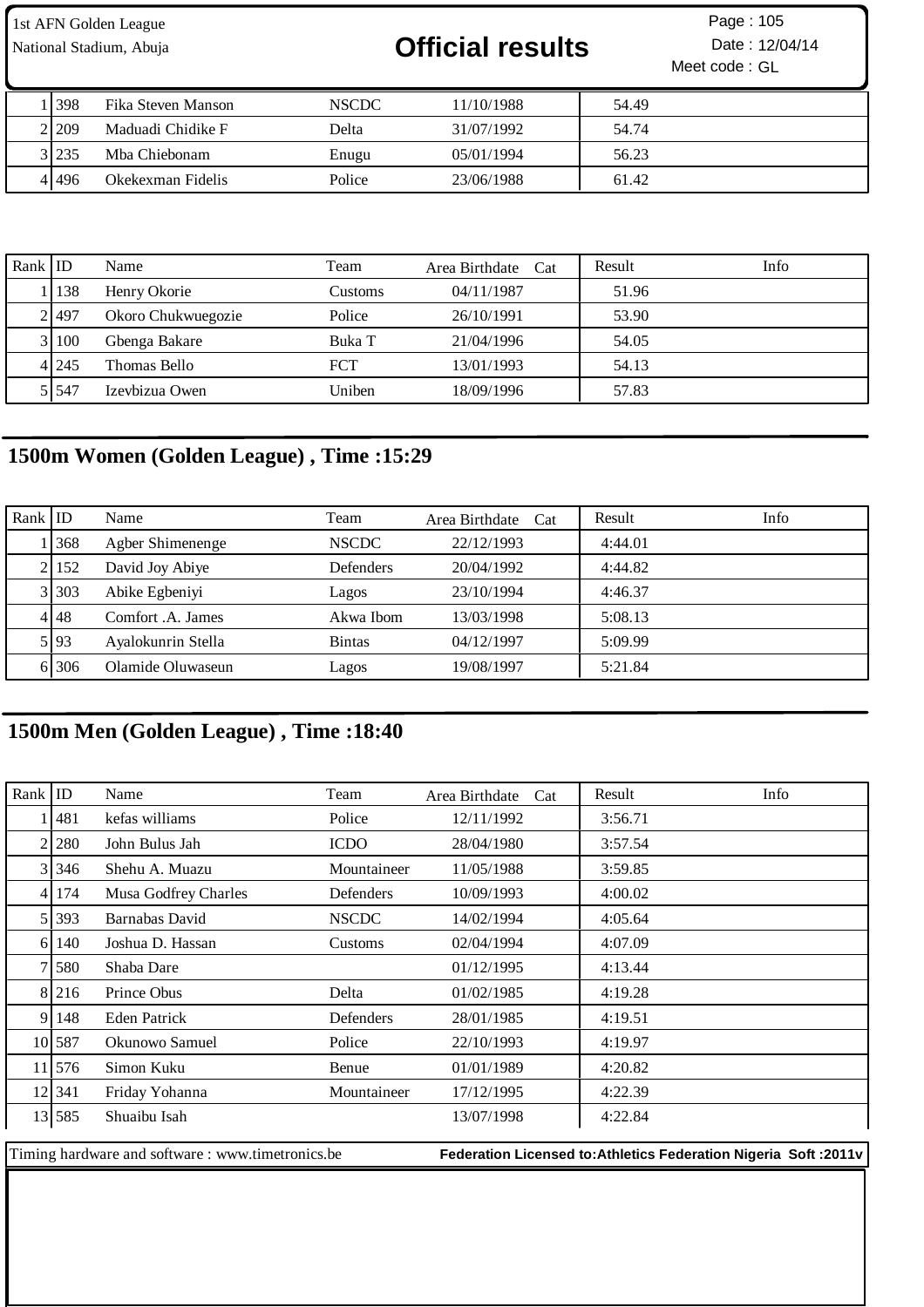1st AFN Golden League
National Stadium, Abuja

**Official results**

Page : 105
Date : 12/04/14
Meet code : GL

| | | | | | | |
|---|---|---|---|---|---|---|
| 1 | 398 | Fika Steven Manson | NSCDC | 11/10/1988 | 54.49 | |
| 2 | 209 | Maduadi Chidike F | Delta | 31/07/1992 | 54.74 | |
| 3 | 235 | Mba Chiebonam | Enugu | 05/01/1994 | 56.23 | |
| 4 | 496 | Okekexman Fidelis | Police | 23/06/1988 | 61.42 | |

| Rank | ID | Name | Team | Area Birthdate Cat | Result | Info |
|---|---|---|---|---|---|---|
| 1 | 138 | Henry Okorie | Customs | 04/11/1987 | 51.96 | |
| 2 | 497 | Okoro Chukwuegozie | Police | 26/10/1991 | 53.90 | |
| 3 | 100 | Gbenga Bakare | Buka T | 21/04/1996 | 54.05 | |
| 4 | 245 | Thomas Bello | FCT | 13/01/1993 | 54.13 | |
| 5 | 547 | Izevbizua Owen | Uniben | 18/09/1996 | 57.83 | |

## 1500m Women (Golden League) , Time :15:29

| Rank | ID | Name | Team | Area Birthdate Cat | Result | Info |
|---|---|---|---|---|---|---|
| 1 | 368 | Agber Shimenenge | NSCDC | 22/12/1993 | 4:44.01 | |
| 2 | 152 | David Joy Abiye | Defenders | 20/04/1992 | 4:44.82 | |
| 3 | 303 | Abike Egbeniyi | Lagos | 23/10/1994 | 4:46.37 | |
| 4 | 48 | Comfort .A. James | Akwa Ibom | 13/03/1998 | 5:08.13 | |
| 5 | 93 | Ayalokunrin Stella | Bintas | 04/12/1997 | 5:09.99 | |
| 6 | 306 | Olamide Oluwaseun | Lagos | 19/08/1997 | 5:21.84 | |

## 1500m Men (Golden League) , Time :18:40

| Rank | ID | Name | Team | Area Birthdate Cat | Result | Info |
|---|---|---|---|---|---|---|
| 1 | 481 | kefas williams | Police | 12/11/1992 | 3:56.71 | |
| 2 | 280 | John Bulus Jah | ICDO | 28/04/1980 | 3:57.54 | |
| 3 | 346 | Shehu A. Muazu | Mountaineer | 11/05/1988 | 3:59.85 | |
| 4 | 174 | Musa Godfrey Charles | Defenders | 10/09/1993 | 4:00.02 | |
| 5 | 393 | Barnabas David | NSCDC | 14/02/1994 | 4:05.64 | |
| 6 | 140 | Joshua D. Hassan | Customs | 02/04/1994 | 4:07.09 | |
| 7 | 580 | Shaba Dare | | 01/12/1995 | 4:13.44 | |
| 8 | 216 | Prince Obus | Delta | 01/02/1985 | 4:19.28 | |
| 9 | 148 | Eden Patrick | Defenders | 28/01/1985 | 4:19.51 | |
| 10 | 587 | Okunowo Samuel | Police | 22/10/1993 | 4:19.97 | |
| 11 | 576 | Simon Kuku | Benue | 01/01/1989 | 4:20.82 | |
| 12 | 341 | Friday Yohanna | Mountaineer | 17/12/1995 | 4:22.39 | |
| 13 | 585 | Shuaibu Isah | | 13/07/1998 | 4:22.84 | |

Timing hardware and software : www.timetronics.be **Federation Licensed to:Athletics Federation Nigeria Soft :2011v**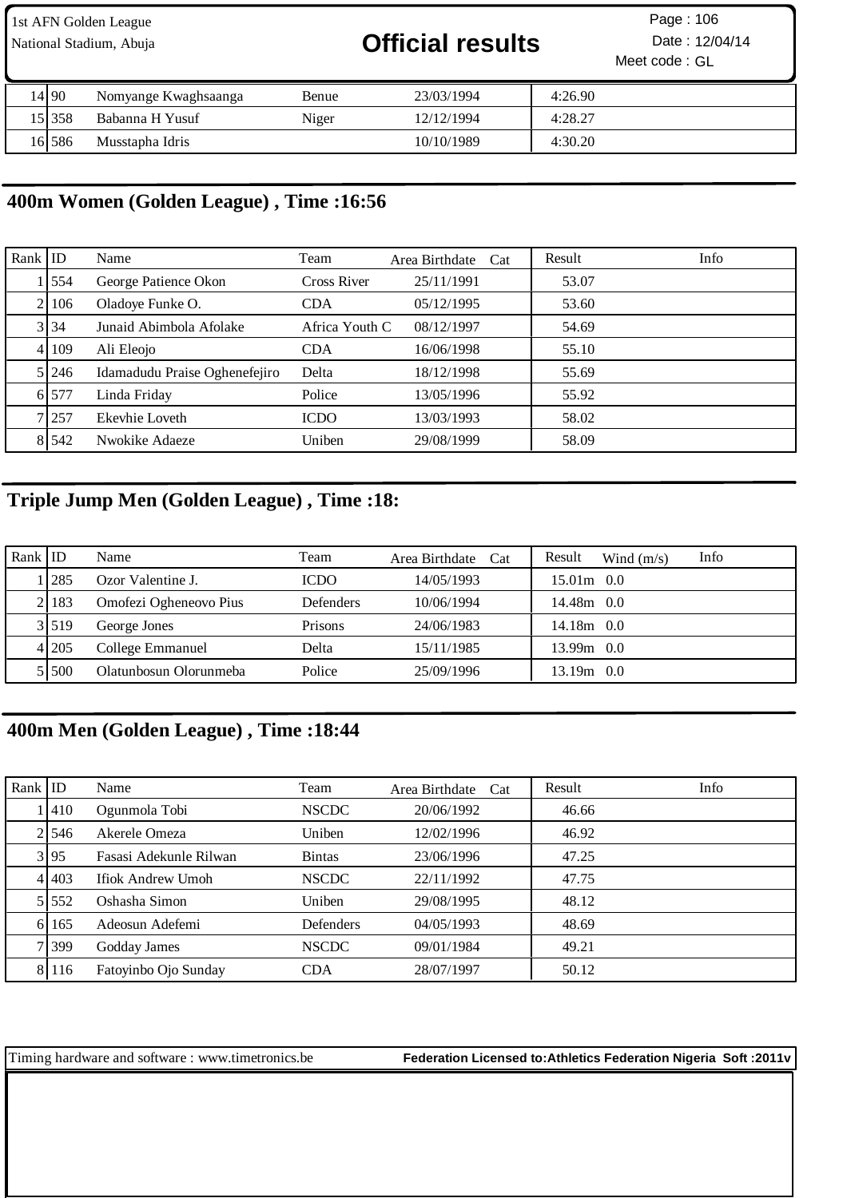| | | | | | | |
|---|---|---|---|---|---|---|
| 14 | 90 | Nomyange Kwaghsaanga | Benue | 23/03/1994 | | 4:26.90 |
| 15 | 358 | Babanna H Yusuf | Niger | 12/12/1994 | | 4:28.27 |
| 16 | 586 | Musstapha Idris | | 10/10/1989 | | 4:30.20 |

## 400m Women (Golden League) , Time :16:56

| Rank | ID | Name | Team | Area Birthdate | Cat | Result | Info |
|---|---|---|---|---|---|---|---|
| 1 | 554 | George Patience Okon | Cross River | 25/11/1991 | | 53.07 | |
| 2 | 106 | Oladoye Funke O. | CDA | 05/12/1995 | | 53.60 | |
| 3 | 34 | Junaid Abimbola Afolake | Africa Youth C | 08/12/1997 | | 54.69 | |
| 4 | 109 | Ali Eleojo | CDA | 16/06/1998 | | 55.10 | |
| 5 | 246 | Idamadudu Praise Oghenefejiro | Delta | 18/12/1998 | | 55.69 | |
| 6 | 577 | Linda Friday | Police | 13/05/1996 | | 55.92 | |
| 7 | 257 | Ekevhie Loveth | ICDO | 13/03/1993 | | 58.02 | |
| 8 | 542 | Nwokike Adaeze | Uniben | 29/08/1999 | | 58.09 | |

## Triple Jump Men (Golden League) , Time :18:

| Rank | ID | Name | Team | Area Birthdate | Cat | Result | Wind (m/s) | Info |
|---|---|---|---|---|---|---|---|---|
| 1 | 285 | Ozor Valentine J. | ICDO | 14/05/1993 | | 15.01m | 0.0 | |
| 2 | 183 | Omofezi Ogheneovo Pius | Defenders | 10/06/1994 | | 14.48m | 0.0 | |
| 3 | 519 | George Jones | Prisons | 24/06/1983 | | 14.18m | 0.0 | |
| 4 | 205 | College Emmanuel | Delta | 15/11/1985 | | 13.99m | 0.0 | |
| 5 | 500 | Olatunbosun Olorunmeba | Police | 25/09/1996 | | 13.19m | 0.0 | |

## 400m Men (Golden League) , Time :18:44

| Rank | ID | Name | Team | Area Birthdate | Cat | Result | Info |
|---|---|---|---|---|---|---|---|
| 1 | 410 | Ogunmola Tobi | NSCDC | 20/06/1992 | | 46.66 | |
| 2 | 546 | Akerele Omeza | Uniben | 12/02/1996 | | 46.92 | |
| 3 | 95 | Fasasi Adekunle Rilwan | Bintas | 23/06/1996 | | 47.25 | |
| 4 | 403 | Ifiok Andrew Umoh | NSCDC | 22/11/1992 | | 47.75 | |
| 5 | 552 | Oshasha Simon | Uniben | 29/08/1995 | | 48.12 | |
| 6 | 165 | Adeosun Adefemi | Defenders | 04/05/1993 | | 48.69 | |
| 7 | 399 | Godday James | NSCDC | 09/01/1984 | | 49.21 | |
| 8 | 116 | Fatoyinbo Ojo Sunday | CDA | 28/07/1997 | | 50.12 | |

Timing hardware and software : www.timetronics.be **Federation Licensed to:Athletics Federation Nigeria Soft :2011v**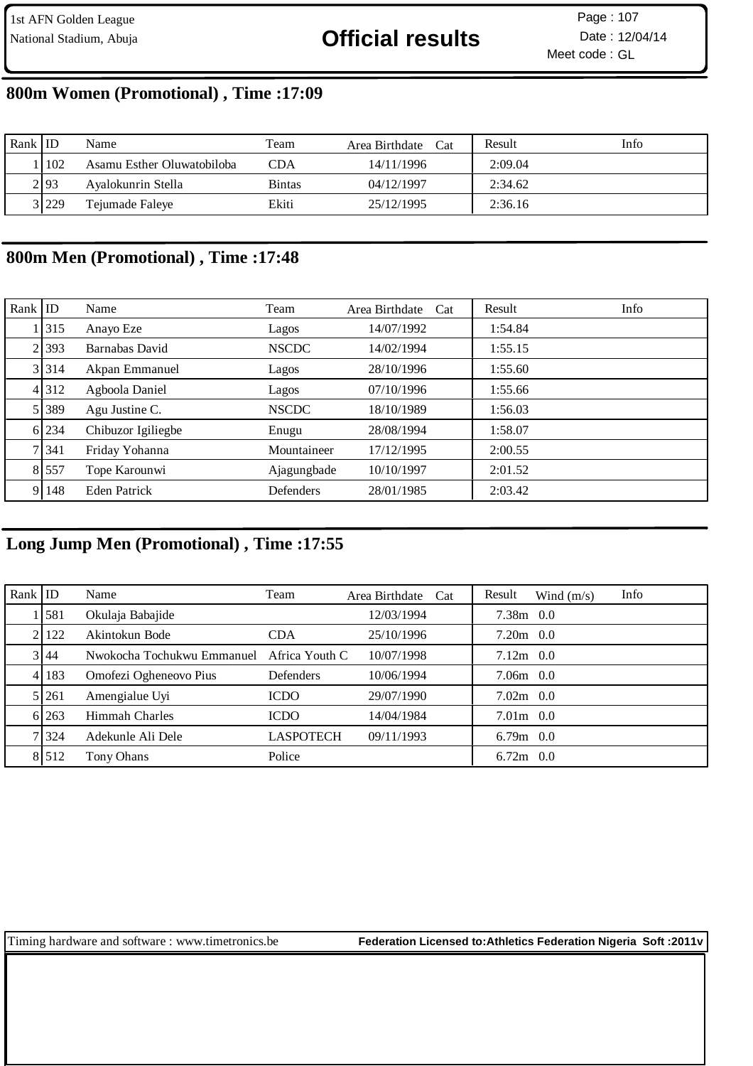## 800m Women (Promotional) , Time :17:09

| Rank | ID | Name | Team | Area | Birthdate | Cat | Result | Info |
|---|---|---|---|---|---|---|---|---|
| 1 | 102 | Asamu Esther Oluwatobiloba | CDA | | 14/11/1996 | | 2:09.04 | |
| 2 | 93 | Ayalokunrin Stella | Bintas | | 04/12/1997 | | 2:34.62 | |
| 3 | 229 | Tejumade Faleye | Ekiti | | 25/12/1995 | | 2:36.16 | |

## 800m Men (Promotional) , Time :17:48

| Rank | ID | Name | Team | Area | Birthdate | Cat | Result | Info |
|---|---|---|---|---|---|---|---|---|
| 1 | 315 | Anayo Eze | Lagos | | 14/07/1992 | | 1:54.84 | |
| 2 | 393 | Barnabas David | NSCDC | | 14/02/1994 | | 1:55.15 | |
| 3 | 314 | Akpan Emmanuel | Lagos | | 28/10/1996 | | 1:55.60 | |
| 4 | 312 | Agboola Daniel | Lagos | | 07/10/1996 | | 1:55.66 | |
| 5 | 389 | Agu Justine C. | NSCDC | | 18/10/1989 | | 1:56.03 | |
| 6 | 234 | Chibuzor Igiliegbe | Enugu | | 28/08/1994 | | 1:58.07 | |
| 7 | 341 | Friday Yohanna | Mountaineer | | 17/12/1995 | | 2:00.55 | |
| 8 | 557 | Tope Karounwi | Ajagungbade | | 10/10/1997 | | 2:01.52 | |
| 9 | 148 | Eden Patrick | Defenders | | 28/01/1985 | | 2:03.42 | |

## Long Jump Men (Promotional) , Time :17:55

| Rank | ID | Name | Team | Area | Birthdate | Cat | Result | Wind (m/s) | Info |
|---|---|---|---|---|---|---|---|---|---|
| 1 | 581 | Okulaja Babajide | | | 12/03/1994 | | 7.38m | 0.0 | |
| 2 | 122 | Akintokun Bode | CDA | | 25/10/1996 | | 7.20m | 0.0 | |
| 3 | 44 | Nwokocha Tochukwu Emmanuel | Africa Youth C | | 10/07/1998 | | 7.12m | 0.0 | |
| 4 | 183 | Omofezi Ogheneovo Pius | Defenders | | 10/06/1994 | | 7.06m | 0.0 | |
| 5 | 261 | Amengialue Uyi | ICDO | | 29/07/1990 | | 7.02m | 0.0 | |
| 6 | 263 | Himmah Charles | ICDO | | 14/04/1984 | | 7.01m | 0.0 | |
| 7 | 324 | Adekunle Ali Dele | LASPOTECH | | 09/11/1993 | | 6.79m | 0.0 | |
| 8 | 512 | Tony Ohans | Police | | | | 6.72m | 0.0 | |